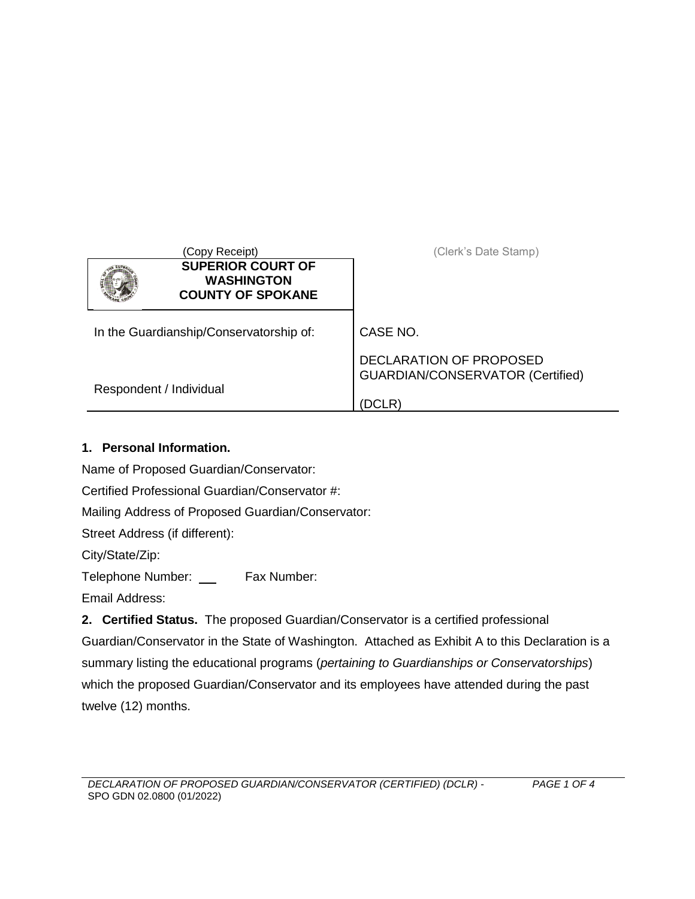(Copy Receipt) (Clerk's Date Stamp)

| SUPERIOR COURT OF WASHINGTON COUNTY OF SPOKANE | |
|---|---|
| In the Guardianship/Conservatorship of: | CASE NO. |
| Respondent / Individual | DECLARATION OF PROPOSED GUARDIAN/CONSERVATOR (Certified) (DCLR) |

**1. Personal Information.**

Name of Proposed Guardian/Conservator:

Certified Professional Guardian/Conservator #:

Mailing Address of Proposed Guardian/Conservator:

Street Address (if different):

City/State/Zip:

Telephone Number: ___ Fax Number:

Email Address:

**2. Certified Status.** The proposed Guardian/Conservator is a certified professional Guardian/Conservator in the State of Washington. Attached as Exhibit A to this Declaration is a summary listing the educational programs (*pertaining to Guardianships or Conservatorships*) which the proposed Guardian/Conservator and its employees have attended during the past twelve (12) months.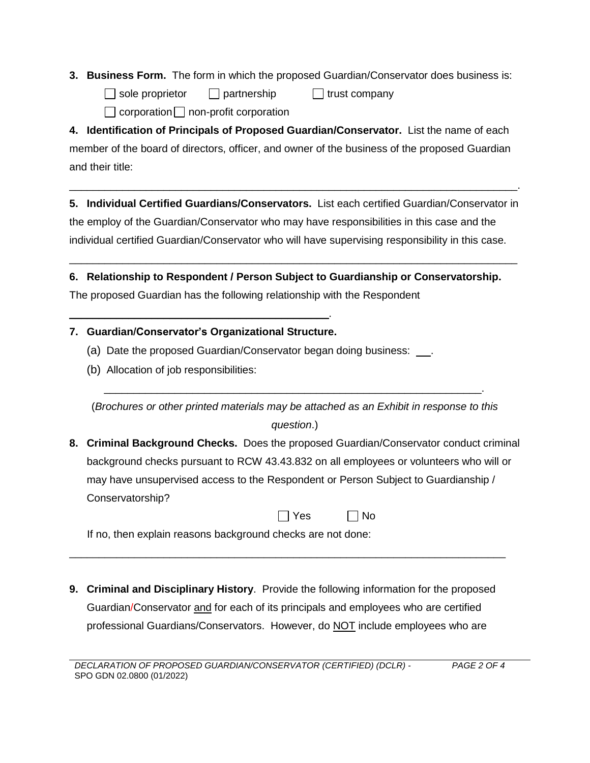**3. Business Form.** The form in which the proposed Guardian/Conservator does business is:

☐ sole proprietor ☐ partnership ☐ trust company

☐ corporation ☐ non-profit corporation

**4. Identification of Principals of Proposed Guardian/Conservator.** List the name of each member of the board of directors, officer, and owner of the business of the proposed Guardian and their title:

\_\_\_\_\_\_\_\_\_\_\_\_\_\_\_\_\_\_\_\_\_\_\_\_\_\_\_\_\_\_\_\_\_\_\_\_\_\_\_\_\_\_\_\_\_\_\_\_\_\_\_\_\_\_\_\_\_\_\_\_\_\_\_\_\_\_\_\_\_\_\_\_.

**5. Individual Certified Guardians/Conservators.** List each certified Guardian/Conservator in the employ of the Guardian/Conservator who may have responsibilities in this case and the individual certified Guardian/Conservator who will have supervising responsibility in this case.

\_\_\_\_\_\_\_\_\_\_\_\_\_\_\_\_\_\_\_\_\_\_\_\_\_\_\_\_\_\_\_\_\_\_\_\_\_\_\_\_\_\_\_\_\_\_\_\_\_\_\_\_\_\_\_\_\_\_\_\_\_\_\_\_\_\_\_\_\_\_\_\_

**6. Relationship to Respondent / Person Subject to Guardianship or Conservatorship.** The proposed Guardian has the following relationship with the Respondent

\_\_\_\_\_\_\_\_\_\_\_\_\_\_\_\_\_\_\_\_\_\_\_\_\_\_\_\_\_\_\_\_\_\_\_\_\_\_\_\_\_\_.

**7. Guardian/Conservator's Organizational Structure.**

(a) Date the proposed Guardian/Conservator began doing business: \_\_.

(b) Allocation of job responsibilities:

\_\_\_\_\_\_\_\_\_\_\_\_\_\_\_\_\_\_\_\_\_\_\_\_\_\_\_\_\_\_\_\_\_\_\_\_\_\_\_\_\_\_\_\_\_\_\_\_\_\_\_\_\_\_\_\_\_\_\_\_\_\_.

(*Brochures or other printed materials may be attached as an Exhibit in response to this question*.)

**8. Criminal Background Checks.** Does the proposed Guardian/Conservator conduct criminal background checks pursuant to RCW 43.43.832 on all employees or volunteers who will or may have unsupervised access to the Respondent or Person Subject to Guardianship / Conservatorship?

☐ Yes ☐ No

If no, then explain reasons background checks are not done:

\_\_\_\_\_\_\_\_\_\_\_\_\_\_\_\_\_\_\_\_\_\_\_\_\_\_\_\_\_\_\_\_\_\_\_\_\_\_\_\_\_\_\_\_\_\_\_\_\_\_\_\_\_\_\_\_\_\_\_\_\_\_\_\_\_\_\_\_\_\_\_

**9. Criminal and Disciplinary History**. Provide the following information for the proposed Guardian/Conservator <u>and</u> for each of its principals and employees who are certified professional Guardians/Conservators. However, do <u>NOT</u> include employees who are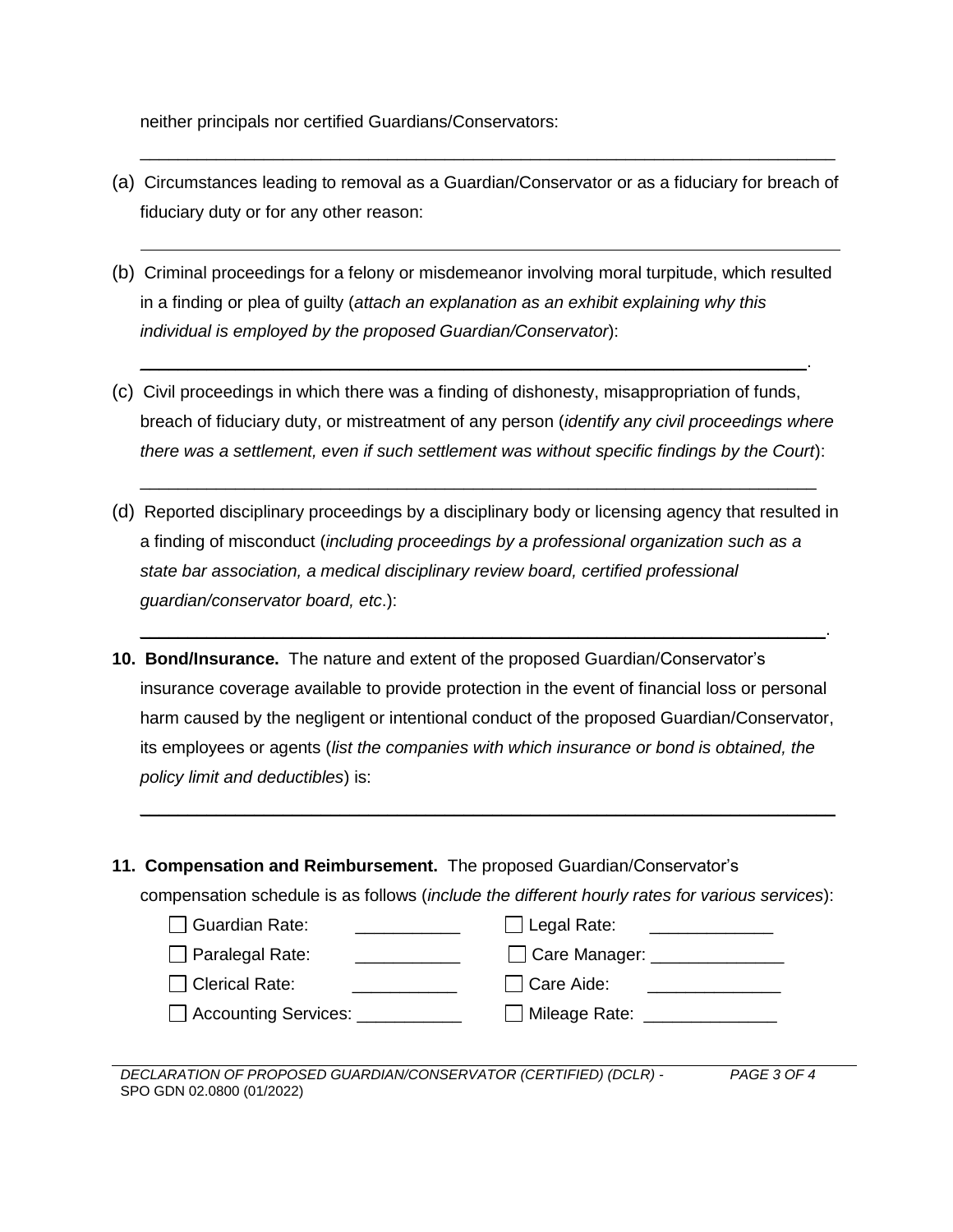neither principals nor certified Guardians/Conservators:

\_\_\_\_\_\_\_\_\_\_\_\_\_\_\_\_\_\_\_\_\_\_\_\_\_\_\_\_\_\_\_\_\_\_\_\_\_\_\_\_\_\_\_\_\_\_\_\_\_\_\_\_\_\_\_\_\_\_\_\_\_\_\_\_\_\_\_\_

(a) Circumstances leading to removal as a Guardian/Conservator or as a fiduciary for breach of fiduciary duty or for any other reason:

\_\_\_\_\_\_\_\_\_\_\_\_\_\_\_\_\_\_\_\_\_\_\_\_\_\_\_\_\_\_\_\_\_\_\_\_\_\_\_\_\_\_\_\_\_\_\_\_\_\_\_\_\_\_\_\_\_\_\_\_\_\_\_\_\_\_\_\_

(b) Criminal proceedings for a felony or misdemeanor involving moral turpitude, which resulted in a finding or plea of guilty (*attach an explanation as an exhibit explaining why this individual is employed by the proposed Guardian/Conservator*):

\_\_\_\_\_\_\_\_\_\_\_\_\_\_\_\_\_\_\_\_\_\_\_\_\_\_\_\_\_\_\_\_\_\_\_\_\_\_\_\_\_\_\_\_\_\_\_\_\_\_\_\_\_\_\_\_\_\_\_\_\_\_\_\_\_\_\_\_.

(c) Civil proceedings in which there was a finding of dishonesty, misappropriation of funds, breach of fiduciary duty, or mistreatment of any person (*identify any civil proceedings where there was a settlement, even if such settlement was without specific findings by the Court*):

\_\_\_\_\_\_\_\_\_\_\_\_\_\_\_\_\_\_\_\_\_\_\_\_\_\_\_\_\_\_\_\_\_\_\_\_\_\_\_\_\_\_\_\_\_\_\_\_\_\_\_\_\_\_\_\_\_\_\_\_\_\_\_\_\_\_\_\_

(d) Reported disciplinary proceedings by a disciplinary body or licensing agency that resulted in a finding of misconduct (*including proceedings by a professional organization such as a state bar association, a medical disciplinary review board, certified professional guardian/conservator board, etc*.):

\_\_\_\_\_\_\_\_\_\_\_\_\_\_\_\_\_\_\_\_\_\_\_\_\_\_\_\_\_\_\_\_\_\_\_\_\_\_\_\_\_\_\_\_\_\_\_\_\_\_\_\_\_\_\_\_\_\_\_\_\_\_\_\_\_\_\_\_.

**10. Bond/Insurance.** The nature and extent of the proposed Guardian/Conservator's insurance coverage available to provide protection in the event of financial loss or personal harm caused by the negligent or intentional conduct of the proposed Guardian/Conservator, its employees or agents (*list the companies with which insurance or bond is obtained, the policy limit and deductibles*) is:

\_\_\_\_\_\_\_\_\_\_\_\_\_\_\_\_\_\_\_\_\_\_\_\_\_\_\_\_\_\_\_\_\_\_\_\_\_\_\_\_\_\_\_\_\_\_\_\_\_\_\_\_\_\_\_\_\_\_\_\_\_\_\_\_\_\_\_\_

**11. Compensation and Reimbursement.** The proposed Guardian/Conservator's compensation schedule is as follows (*include the different hourly rates for various services*):

| | |
|---|---|
| ☐ Guardian Rate: \_\_\_\_\_\_\_\_\_\_\_ | ☐ Legal Rate: \_\_\_\_\_\_\_\_\_\_\_\_\_ |
| ☐ Paralegal Rate: \_\_\_\_\_\_\_\_\_\_\_ | ☐ Care Manager: \_\_\_\_\_\_\_\_\_\_\_\_\_\_ |
| ☐ Clerical Rate: \_\_\_\_\_\_\_\_\_\_\_ | ☐ Care Aide: \_\_\_\_\_\_\_\_\_\_\_\_\_\_ |
| ☐ Accounting Services: \_\_\_\_\_\_\_\_\_\_\_ | ☐ Mileage Rate: \_\_\_\_\_\_\_\_\_\_\_\_\_\_ |

DECLARATION OF PROPOSED GUARDIAN/CONSERVATOR (CERTIFIED) (DCLR) - SPO GDN 02.0800 (01/2022)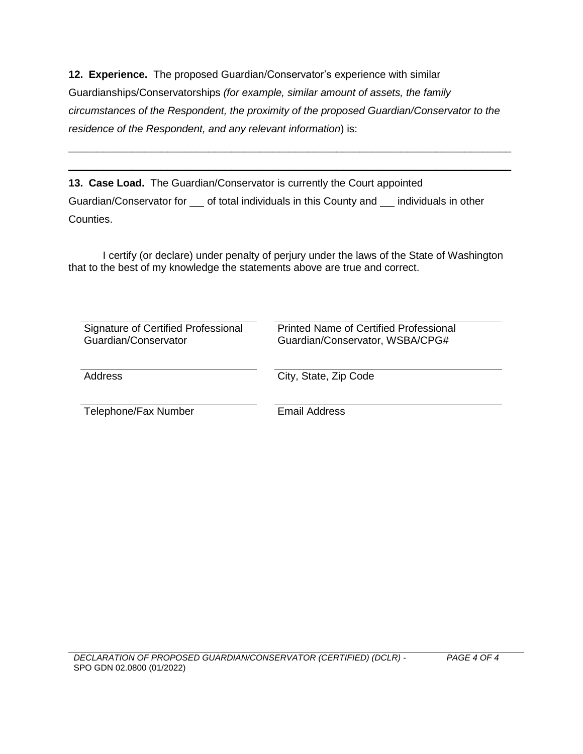**12. Experience.** The proposed Guardian/Conservator's experience with similar Guardianships/Conservatorships *(for example, similar amount of assets, the family circumstances of the Respondent, the proximity of the proposed Guardian/Conservator to the residence of the Respondent, and any relevant information*) is:

\_\_\_\_\_\_\_\_\_\_\_\_\_\_\_\_\_\_\_\_\_\_\_\_\_\_\_\_\_\_\_\_\_\_\_\_\_\_\_\_\_\_\_\_\_\_\_\_\_\_\_\_\_\_\_\_\_\_\_\_\_\_\_\_\_\_\_\_\_\_\_\_

\_\_\_\_\_\_\_\_\_\_\_\_\_\_\_\_\_\_\_\_\_\_\_\_\_\_\_\_\_\_\_\_\_\_\_\_\_\_\_\_\_\_\_\_\_\_\_\_\_\_\_\_\_\_\_\_\_\_\_\_\_\_\_\_\_\_\_\_\_\_\_\_

**13. Case Load.** The Guardian/Conservator is currently the Court appointed Guardian/Conservator for \_\_ of total individuals in this County and \_\_ individuals in other Counties.

I certify (or declare) under penalty of perjury under the laws of the State of Washington that to the best of my knowledge the statements above are true and correct.

| | |
|---|---|
| \_\_\_\_\_\_\_\_\_\_\_\_\_\_\_\_\_\_\_\_\_\_\_\_<br>Signature of Certified Professional Guardian/Conservator | \_\_\_\_\_\_\_\_\_\_\_\_\_\_\_\_\_\_\_\_\_\_\_\_<br>Printed Name of Certified Professional Guardian/Conservator, WSBA/CPG# |
| \_\_\_\_\_\_\_\_\_\_\_\_\_\_\_\_\_\_\_\_\_\_\_\_<br>Address | \_\_\_\_\_\_\_\_\_\_\_\_\_\_\_\_\_\_\_\_\_\_\_\_<br>City, State, Zip Code |
| \_\_\_\_\_\_\_\_\_\_\_\_\_\_\_\_\_\_\_\_\_\_\_\_<br>Telephone/Fax Number | \_\_\_\_\_\_\_\_\_\_\_\_\_\_\_\_\_\_\_\_\_\_\_\_<br>Email Address |

*DECLARATION OF PROPOSED GUARDIAN/CONSERVATOR (CERTIFIED) (DCLR) -*
SPO GDN 02.0800 (01/2022)